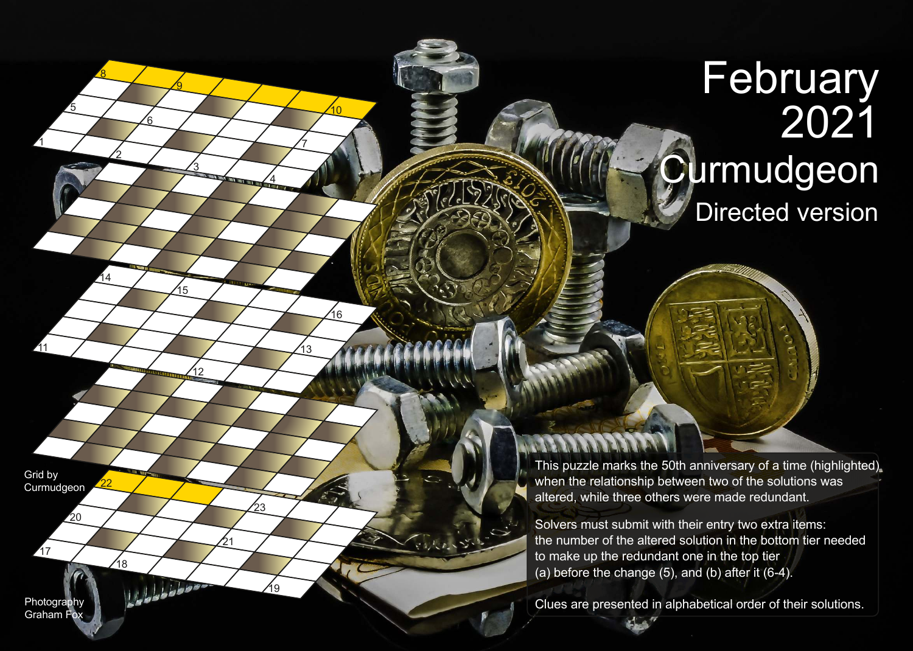# February 2021

# Curmudgeon

## Directed version

Grid by Curmudgeon

Photography Graham Fox

This puzzle marks the 50th anniversary of a time (highlighted) when the relationship between two of the solutions was altered, while three others were made redundant.

Solvers must submit with their entry two extra items: the number of the altered solution in the bottom tier needed to make up the redundant one in the top tier (a) before the change (5), and (b) after it (6-4).

Clues are presented in alphabetical order of their solutions.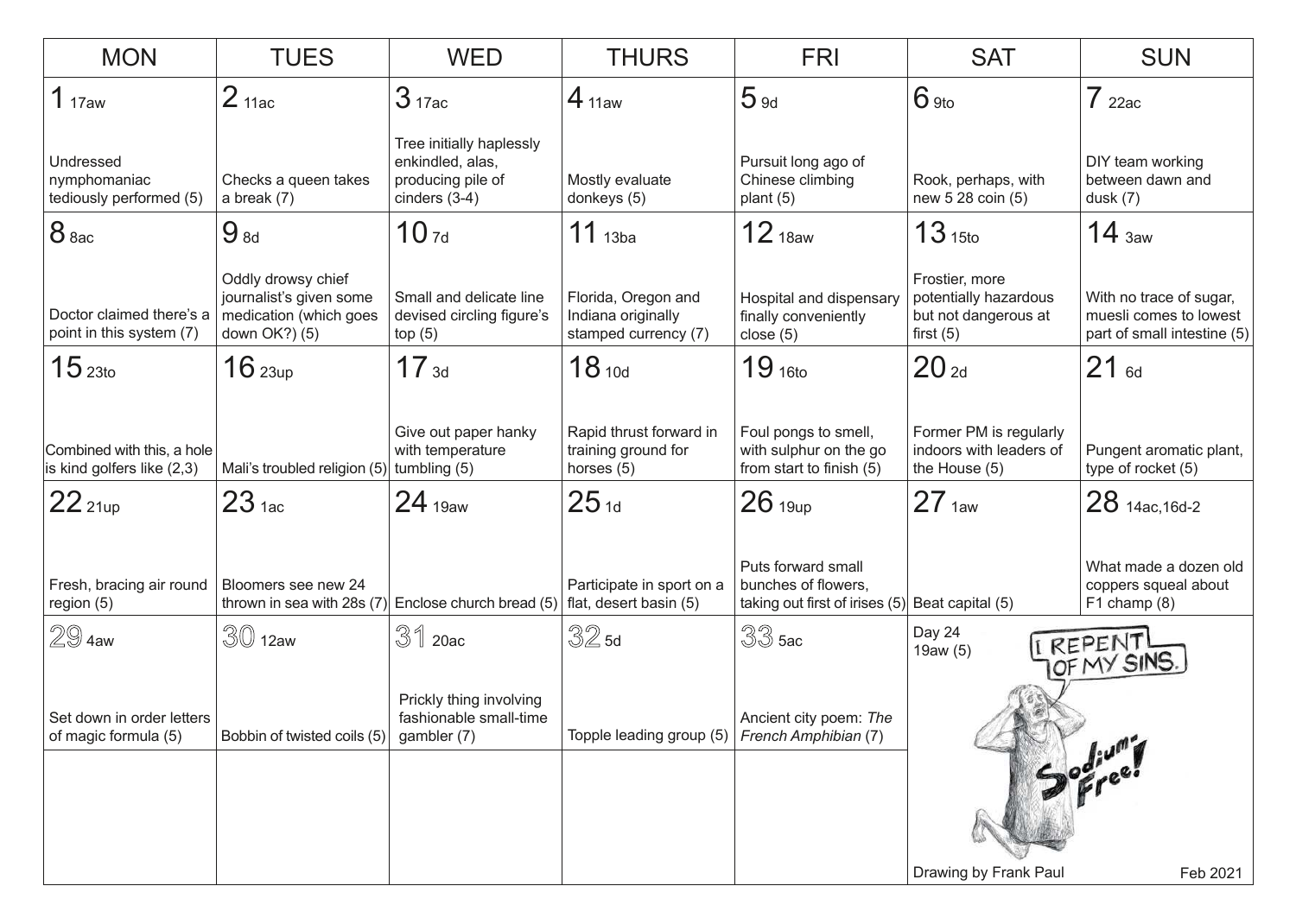| MON | TUES | WED | THURS | FRI | SAT | SUN |
|---|---|---|---|---|---|---|
| **1** 17aw<br>Undressed nymphomaniac tediously performed (5) | **2** 11ac<br>Checks a queen takes a break (7) | **3** 17ac<br>Tree initially haplessly enkindled, alas, producing pile of cinders (3-4) | **4** 11aw<br>Mostly evaluate donkeys (5) | **5** 9d<br>Pursuit long ago of Chinese climbing plant (5) | **6** 9to<br>Rook, perhaps, with new 5 28 coin (5) | **7** 22ac<br>DIY team working between dawn and dusk (7) |
| **8** 8ac<br>Doctor claimed there's a point in this system (7) | **9** 8d<br>Oddly drowsy chief journalist's given some medication (which goes down OK?) (5) | **10** 7d<br>Small and delicate line devised circling figure's top (5) | **11** 13ba<br>Florida, Oregon and Indiana originally stamped currency (7) | **12** 18aw<br>Hospital and dispensary finally conveniently close (5) | **13** 15to<br>Frostier, more potentially hazardous but not dangerous at first (5) | **14** 3aw<br>With no trace of sugar, muesli comes to lowest part of small intestine (5) |
| **15** 23to<br>Combined with this, a hole is kind golfers like (2,3) | **16** 23up<br>Mali's troubled religion (5) | **17** 3d<br>Give out paper hanky with temperature tumbling (5) | **18** 10d<br>Rapid thrust forward in training ground for horses (5) | **19** 16to<br>Foul pongs to smell, with sulphur on the go from start to finish (5) | **20** 2d<br>Former PM is regularly indoors with leaders of the House (5) | **21** 6d<br>Pungent aromatic plant, type of rocket (5) |
| **22** 21up<br>Fresh, bracing air round region (5) | **23** 1ac<br>Bloomers see new 24 thrown in sea with 28s (7) | **24** 19aw<br>Enclose church bread (5) | **25** 1d<br>Participate in sport on a flat, desert basin (5) | **26** 19up<br>Puts forward small bunches of flowers, taking out first of irises (5) | **27** 1aw<br>Beat capital (5) | **28** 14ac,16d-2<br>What made a dozen old coppers squeal about F1 champ (8) |
| **29** 4aw<br>Set down in order letters of magic formula (5) | **30** 12aw<br>Bobbin of twisted coils (5) | **31** 20ac<br>Prickly thing involving fashionable small-time gambler (7) | **32** 5d<br>Topple leading group (5) | **33** 5ac<br>Ancient city poem: *The French Amphibian* (7) | Day 24<br>19aw (5) | |

Drawing by Frank Paul

Feb 2021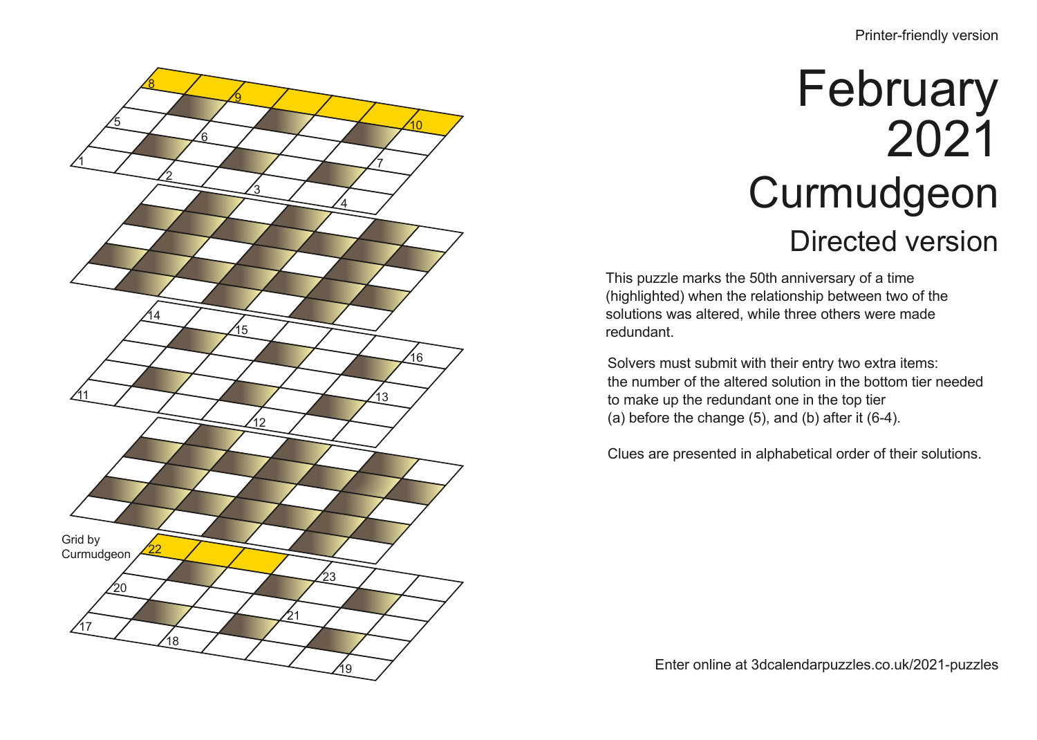Printer-friendly version

# February 2021

# Curmudgeon

## Directed version

This puzzle marks the 50th anniversary of a time (highlighted) when the relationship between two of the solutions was altered, while three others were made redundant.

Solvers must submit with their entry two extra items: the number of the altered solution in the bottom tier needed to make up the redundant one in the top tier (a) before the change (5), and (b) after it (6-4).

Clues are presented in alphabetical order of their solutions.

Grid by Curmudgeon

8 9 10
5 6
1 2 3 4 7

14 15 16
11 12 13

22 23
20 21
17 18 19

Enter online at 3dcalendarpuzzles.co.uk/2021-puzzles